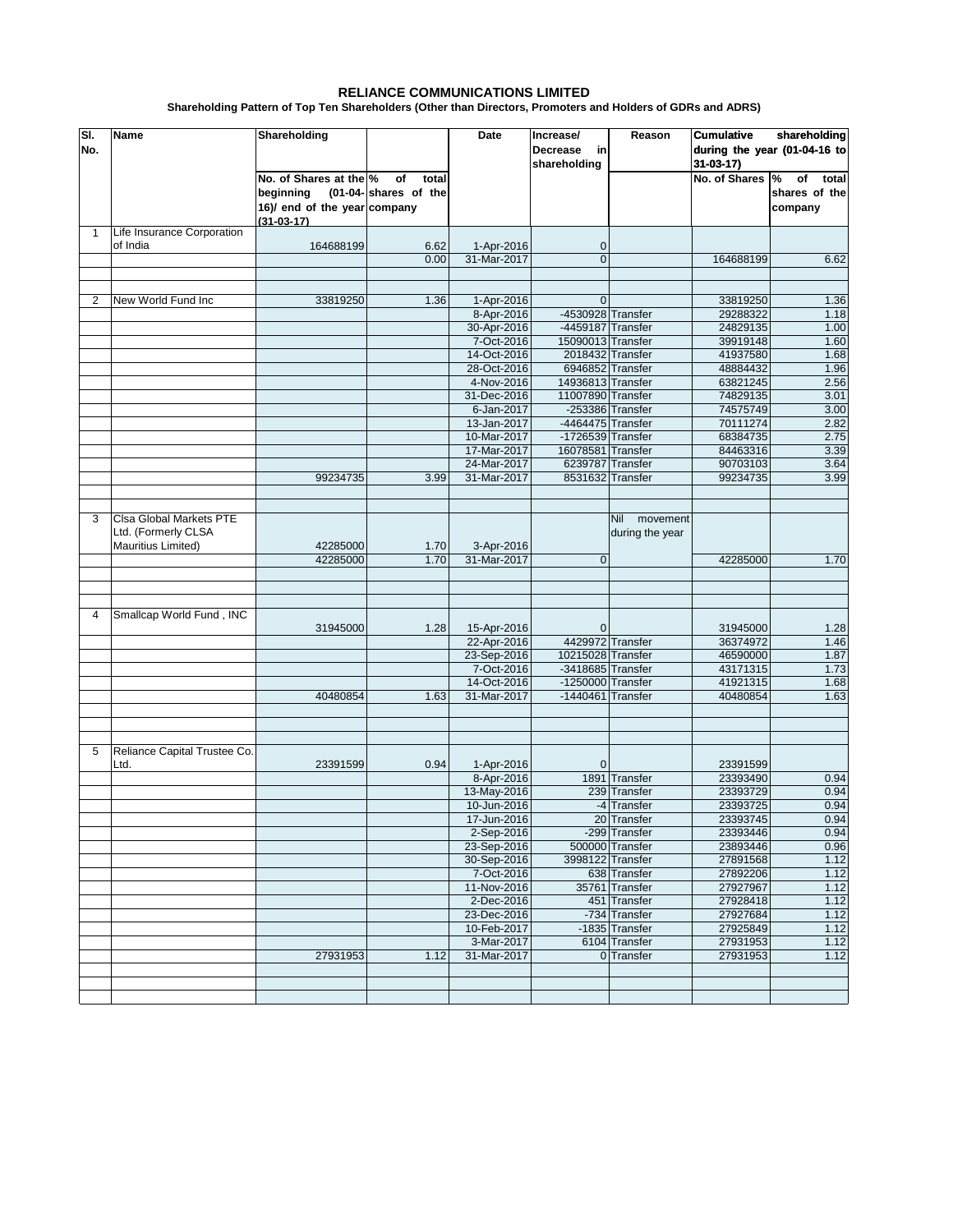# RELIANCE COMMUNICATIONS LIMITED

**Shareholding Pattern of Top Ten Shareholders (Other than Directors, Promoters and Holders of GDRs and ADRS)**

| Sl. No. | Name | Shareholding | | Date | Increase/ Decrease in shareholding | Reason | Cumulative shareholding during the year (01-04-16 to 31-03-17) | |
|---|---|---|---|---|---|---|---|---|
| | | No. of Shares at the beginning (01-04-16)/ end of the year (31-03-17) | % of total shares of the company | | | | No. of Shares | % of total shares of the company |
| 1 | Life Insurance Corporation of India | 164688199 | 6.62 | 1-Apr-2016 | 0 | | | |
| | | | 0.00 | 31-Mar-2017 | 0 | | 164688199 | 6.62 |
| | | | | | | | | |
| | | | | | | | | |
| 2 | New World Fund Inc | 33819250 | 1.36 | 1-Apr-2016 | 0 | | 33819250 | 1.36 |
| | | | | 8-Apr-2016 | -4530928 | Transfer | 29288322 | 1.18 |
| | | | | 30-Apr-2016 | -4459187 | Transfer | 24829135 | 1.00 |
| | | | | 7-Oct-2016 | 15090013 | Transfer | 39919148 | 1.60 |
| | | | | 14-Oct-2016 | 2018432 | Transfer | 41937580 | 1.68 |
| | | | | 28-Oct-2016 | 6946852 | Transfer | 48884432 | 1.96 |
| | | | | 4-Nov-2016 | 14936813 | Transfer | 63821245 | 2.56 |
| | | | | 31-Dec-2016 | 11007890 | Transfer | 74829135 | 3.01 |
| | | | | 6-Jan-2017 | -253386 | Transfer | 74575749 | 3.00 |
| | | | | 13-Jan-2017 | -4464475 | Transfer | 70111274 | 2.82 |
| | | | | 10-Mar-2017 | -1726539 | Transfer | 68384735 | 2.75 |
| | | | | 17-Mar-2017 | 16078581 | Transfer | 84463316 | 3.39 |
| | | | | 24-Mar-2017 | 6239787 | Transfer | 90703103 | 3.64 |
| | | 99234735 | 3.99 | 31-Mar-2017 | 8531632 | Transfer | 99234735 | 3.99 |
| | | | | | | | | |
| | | | | | | | | |
| 3 | Clsa Global Markets PTE Ltd. (Formerly CLSA Mauritius Limited) | 42285000 | 1.70 | 3-Apr-2016 | | Nil movement during the year | | |
| | | 42285000 | 1.70 | 31-Mar-2017 | 0 | | 42285000 | 1.70 |
| | | | | | | | | |
| | | | | | | | | |
| | | | | | | | | |
| 4 | Smallcap World Fund , INC | 31945000 | 1.28 | 15-Apr-2016 | 0 | | 31945000 | 1.28 |
| | | | | 22-Apr-2016 | 4429972 | Transfer | 36374972 | 1.46 |
| | | | | 23-Sep-2016 | 10215028 | Transfer | 46590000 | 1.87 |
| | | | | 7-Oct-2016 | -3418685 | Transfer | 43171315 | 1.73 |
| | | | | 14-Oct-2016 | -1250000 | Transfer | 41921315 | 1.68 |
| | | 40480854 | 1.63 | 31-Mar-2017 | -1440461 | Transfer | 40480854 | 1.63 |
| | | | | | | | | |
| | | | | | | | | |
| | | | | | | | | |
| 5 | Reliance Capital Trustee Co. Ltd. | 23391599 | 0.94 | 1-Apr-2016 | 0 | | 23391599 | |
| | | | | 8-Apr-2016 | 1891 | Transfer | 23393490 | 0.94 |
| | | | | 13-May-2016 | 239 | Transfer | 23393729 | 0.94 |
| | | | | 10-Jun-2016 | -4 | Transfer | 23393725 | 0.94 |
| | | | | 17-Jun-2016 | 20 | Transfer | 23393745 | 0.94 |
| | | | | 2-Sep-2016 | -299 | Transfer | 23393446 | 0.94 |
| | | | | 23-Sep-2016 | 500000 | Transfer | 23893446 | 0.96 |
| | | | | 30-Sep-2016 | 3998122 | Transfer | 27891568 | 1.12 |
| | | | | 7-Oct-2016 | 638 | Transfer | 27892206 | 1.12 |
| | | | | 11-Nov-2016 | 35761 | Transfer | 27927967 | 1.12 |
| | | | | 2-Dec-2016 | 451 | Transfer | 27928418 | 1.12 |
| | | | | 23-Dec-2016 | -734 | Transfer | 27927684 | 1.12 |
| | | | | 10-Feb-2017 | -1835 | Transfer | 27925849 | 1.12 |
| | | | | 3-Mar-2017 | 6104 | Transfer | 27931953 | 1.12 |
| | | 27931953 | 1.12 | 31-Mar-2017 | 0 | Transfer | 27931953 | 1.12 |
| | | | | | | | | |
| | | | | | | | | |
| | | | | | | | | |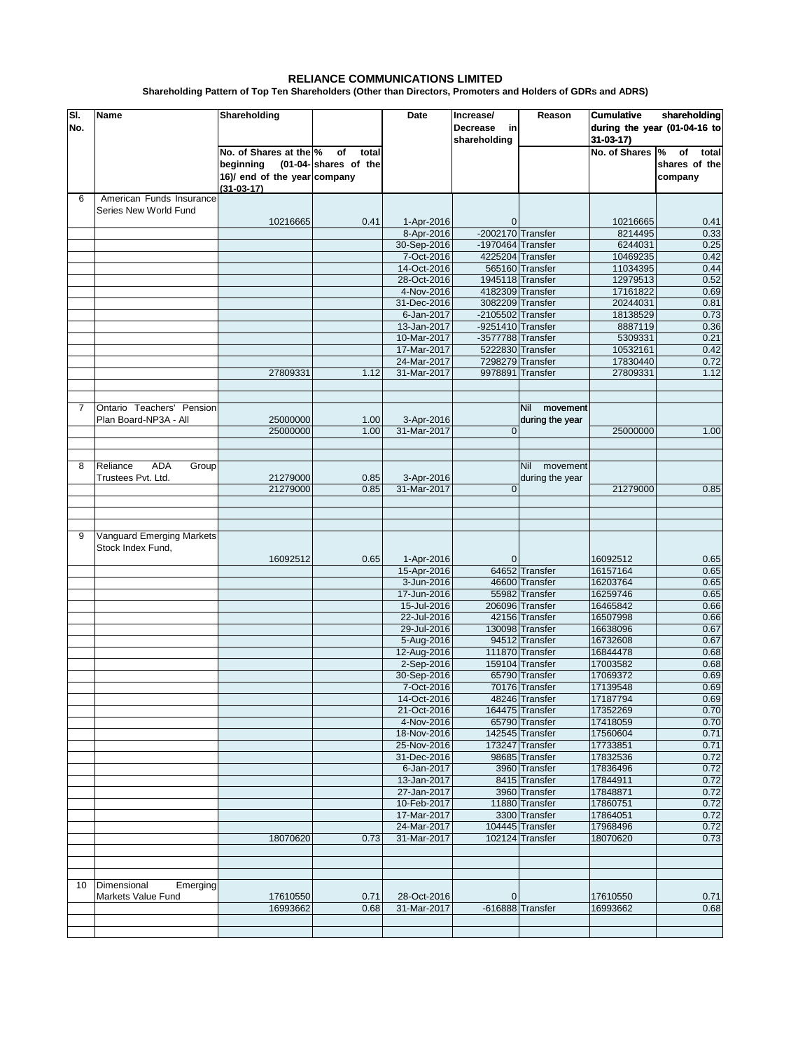# RELIANCE COMMUNICATIONS LIMITED

**Shareholding Pattern of Top Ten Shareholders (Other than Directors, Promoters and Holders of GDRs and ADRS)**

| Sl. No. | Name | Shareholding | | Date | Increase/ Decrease in shareholding | Reason | Cumulative shareholding during the year (01-04-16 to 31-03-17) | |
|---|---|---|---|---|---|---|---|---|
| | | No. of Shares at the beginning (01-04-16)/ end of the year (31-03-17) | % of total shares of the company | | | | No. of Shares | % of total shares of the company |
| 6 | American Funds Insurance Series New World Fund | 10216665 | 0.41 | 1-Apr-2016 | 0 | | 10216665 | 0.41 |
| | | | | 8-Apr-2016 | -2002170 | Transfer | 8214495 | 0.33 |
| | | | | 30-Sep-2016 | -1970464 | Transfer | 6244031 | 0.25 |
| | | | | 7-Oct-2016 | 4225204 | Transfer | 10469235 | 0.42 |
| | | | | 14-Oct-2016 | 565160 | Transfer | 11034395 | 0.44 |
| | | | | 28-Oct-2016 | 1945118 | Transfer | 12979513 | 0.52 |
| | | | | 4-Nov-2016 | 4182309 | Transfer | 17161822 | 0.69 |
| | | | | 31-Dec-2016 | 3082209 | Transfer | 20244031 | 0.81 |
| | | | | 6-Jan-2017 | -2105502 | Transfer | 18138529 | 0.73 |
| | | | | 13-Jan-2017 | -9251410 | Transfer | 8887119 | 0.36 |
| | | | | 10-Mar-2017 | -3577788 | Transfer | 5309331 | 0.21 |
| | | | | 17-Mar-2017 | 5222830 | Transfer | 10532161 | 0.42 |
| | | | | 24-Mar-2017 | 7298279 | Transfer | 17830440 | 0.72 |
| | | 27809331 | 1.12 | 31-Mar-2017 | 9978891 | Transfer | 27809331 | 1.12 |
| 7 | Ontario Teachers' Pension Plan Board-NP3A - All | 25000000 | 1.00 | 3-Apr-2016 | | Nil movement during the year | | |
| | | 25000000 | 1.00 | 31-Mar-2017 | 0 | | 25000000 | 1.00 |
| 8 | Reliance ADA Group Trustees Pvt. Ltd. | 21279000 | 0.85 | 3-Apr-2016 | | Nil movement during the year | | |
| | | 21279000 | 0.85 | 31-Mar-2017 | 0 | | 21279000 | 0.85 |
| 9 | Vanguard Emerging Markets Stock Index Fund, | 16092512 | 0.65 | 1-Apr-2016 | 0 | | 16092512 | 0.65 |
| | | | | 15-Apr-2016 | 64652 | Transfer | 16157164 | 0.65 |
| | | | | 3-Jun-2016 | 46600 | Transfer | 16203764 | 0.65 |
| | | | | 17-Jun-2016 | 55982 | Transfer | 16259746 | 0.65 |
| | | | | 15-Jul-2016 | 206096 | Transfer | 16465842 | 0.66 |
| | | | | 22-Jul-2016 | 42156 | Transfer | 16507998 | 0.66 |
| | | | | 29-Jul-2016 | 130098 | Transfer | 16638096 | 0.67 |
| | | | | 5-Aug-2016 | 94512 | Transfer | 16732608 | 0.67 |
| | | | | 12-Aug-2016 | 111870 | Transfer | 16844478 | 0.68 |
| | | | | 2-Sep-2016 | 159104 | Transfer | 17003582 | 0.68 |
| | | | | 30-Sep-2016 | 65790 | Transfer | 17069372 | 0.69 |
| | | | | 7-Oct-2016 | 70176 | Transfer | 17139548 | 0.69 |
| | | | | 14-Oct-2016 | 48246 | Transfer | 17187794 | 0.69 |
| | | | | 21-Oct-2016 | 164475 | Transfer | 17352269 | 0.70 |
| | | | | 4-Nov-2016 | 65790 | Transfer | 17418059 | 0.70 |
| | | | | 18-Nov-2016 | 142545 | Transfer | 17560604 | 0.71 |
| | | | | 25-Nov-2016 | 173247 | Transfer | 17733851 | 0.71 |
| | | | | 31-Dec-2016 | 98685 | Transfer | 17832536 | 0.72 |
| | | | | 6-Jan-2017 | 3960 | Transfer | 17836496 | 0.72 |
| | | | | 13-Jan-2017 | 8415 | Transfer | 17844911 | 0.72 |
| | | | | 27-Jan-2017 | 3960 | Transfer | 17848871 | 0.72 |
| | | | | 10-Feb-2017 | 11880 | Transfer | 17860751 | 0.72 |
| | | | | 17-Mar-2017 | 3300 | Transfer | 17864051 | 0.72 |
| | | | | 24-Mar-2017 | 104445 | Transfer | 17968496 | 0.72 |
| | | 18070620 | 0.73 | 31-Mar-2017 | 102124 | Transfer | 18070620 | 0.73 |
| 10 | Dimensional Emerging Markets Value Fund | 17610550 | 0.71 | 28-Oct-2016 | 0 | | 17610550 | 0.71 |
| | | 16993662 | 0.68 | 31-Mar-2017 | -616888 | Transfer | 16993662 | 0.68 |